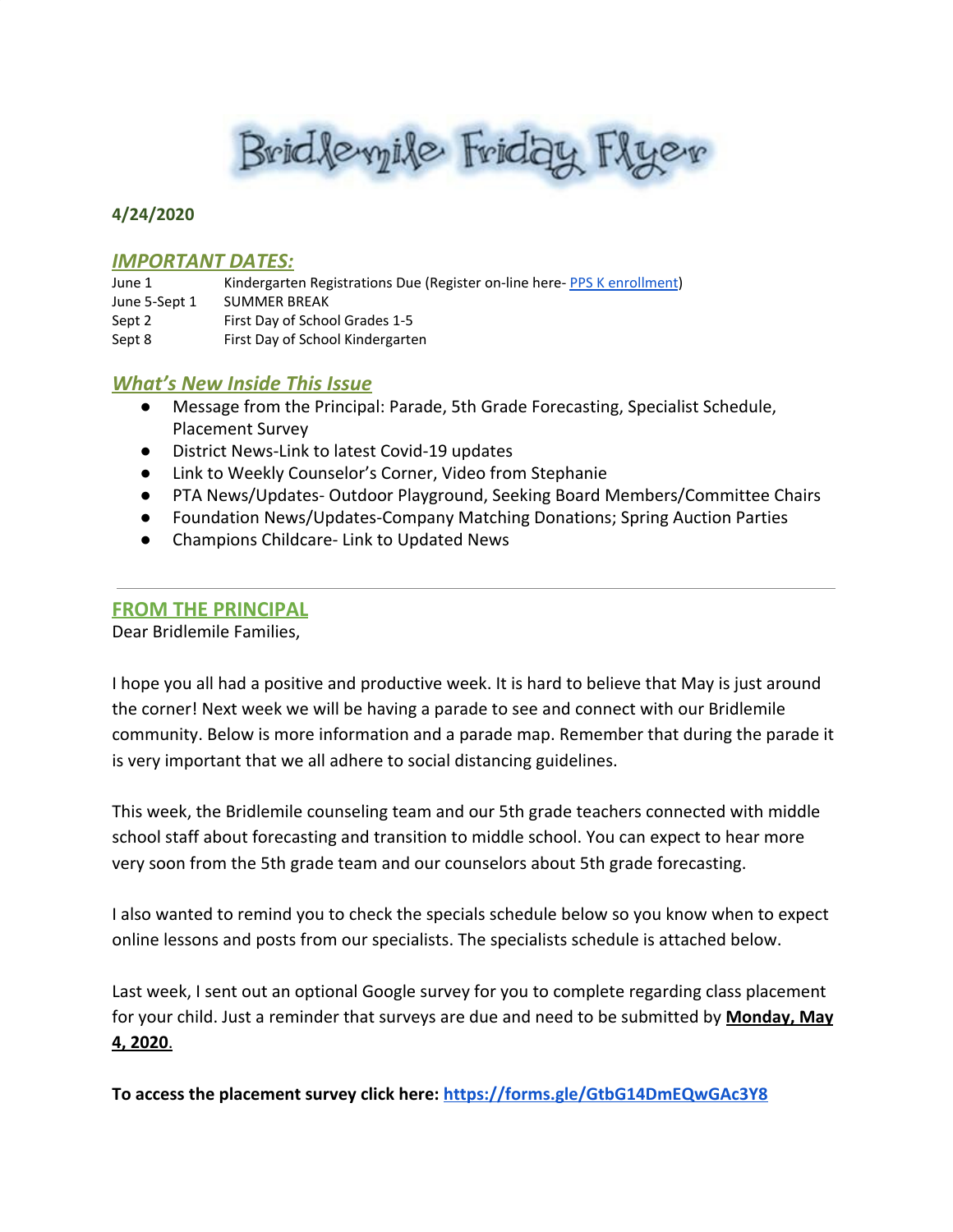# Bridlemile Friday Flyer

**4/24/2020**

## *IMPORTANT DATES:*

| | |
|---|---|
| June 1 | Kindergarten Registrations Due (Register on-line here- [PPS K enrollment](PPS K enrollment)) |
| June 5-Sept 1 | SUMMER BREAK |
| Sept 2 | First Day of School Grades 1-5 |
| Sept 8 | First Day of School Kindergarten |

## *What's New Inside This Issue*

- Message from the Principal: Parade, 5th Grade Forecasting, Specialist Schedule, Placement Survey
- District News-Link to latest Covid-19 updates
- Link to Weekly Counselor's Corner, Video from Stephanie
- PTA News/Updates- Outdoor Playground, Seeking Board Members/Committee Chairs
- Foundation News/Updates-Company Matching Donations; Spring Auction Parties
- Champions Childcare- Link to Updated News

---

## FROM THE PRINCIPAL

Dear Bridlemile Families,

I hope you all had a positive and productive week. It is hard to believe that May is just around the corner! Next week we will be having a parade to see and connect with our Bridlemile community. Below is more information and a parade map. Remember that during the parade it is very important that we all adhere to social distancing guidelines.

This week, the Bridlemile counseling team and our 5th grade teachers connected with middle school staff about forecasting and transition to middle school. You can expect to hear more very soon from the 5th grade team and our counselors about 5th grade forecasting.

I also wanted to remind you to check the specials schedule below so you know when to expect online lessons and posts from our specialists. The specialists schedule is attached below.

Last week, I sent out an optional Google survey for you to complete regarding class placement for your child. Just a reminder that surveys are due and need to be submitted by **Monday, May 4, 2020**.

**To access the placement survey click here: [https://forms.gle/GtbG14DmEQwGAc3Y8](https://forms.gle/GtbG14DmEQwGAc3Y8)**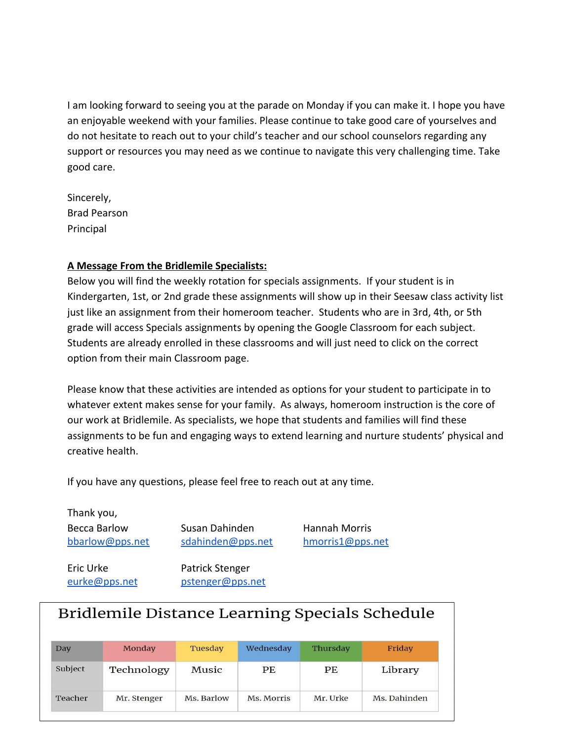I am looking forward to seeing you at the parade on Monday if you can make it. I hope you have an enjoyable weekend with your families. Please continue to take good care of yourselves and do not hesitate to reach out to your child's teacher and our school counselors regarding any support or resources you may need as we continue to navigate this very challenging time. Take good care.

Sincerely,
Brad Pearson
Principal

**A Message From the Bridlemile Specialists:**

Below you will find the weekly rotation for specials assignments. If your student is in Kindergarten, 1st, or 2nd grade these assignments will show up in their Seesaw class activity list just like an assignment from their homeroom teacher. Students who are in 3rd, 4th, or 5th grade will access Specials assignments by opening the Google Classroom for each subject. Students are already enrolled in these classrooms and will just need to click on the correct option from their main Classroom page.

Please know that these activities are intended as options for your student to participate in to whatever extent makes sense for your family. As always, homeroom instruction is the core of our work at Bridlemile. As specialists, we hope that students and families will find these assignments to be fun and engaging ways to extend learning and nurture students' physical and creative health.

If you have any questions, please feel free to reach out at any time.

Thank you,

Becca Barlow
bbarlow@pps.net

Susan Dahinden
sdahinden@pps.net

Hannah Morris
hmorris1@pps.net

Eric Urke
eurke@pps.net

Patrick Stenger
pstenger@pps.net

## Bridlemile Distance Learning Specials Schedule

| Day | Monday | Tuesday | Wednesday | Thursday | Friday |
|---|---|---|---|---|---|
| Subject | Technology | Music | PE | PE | Library |
| Teacher | Mr. Stenger | Ms. Barlow | Ms. Morris | Mr. Urke | Ms. Dahinden |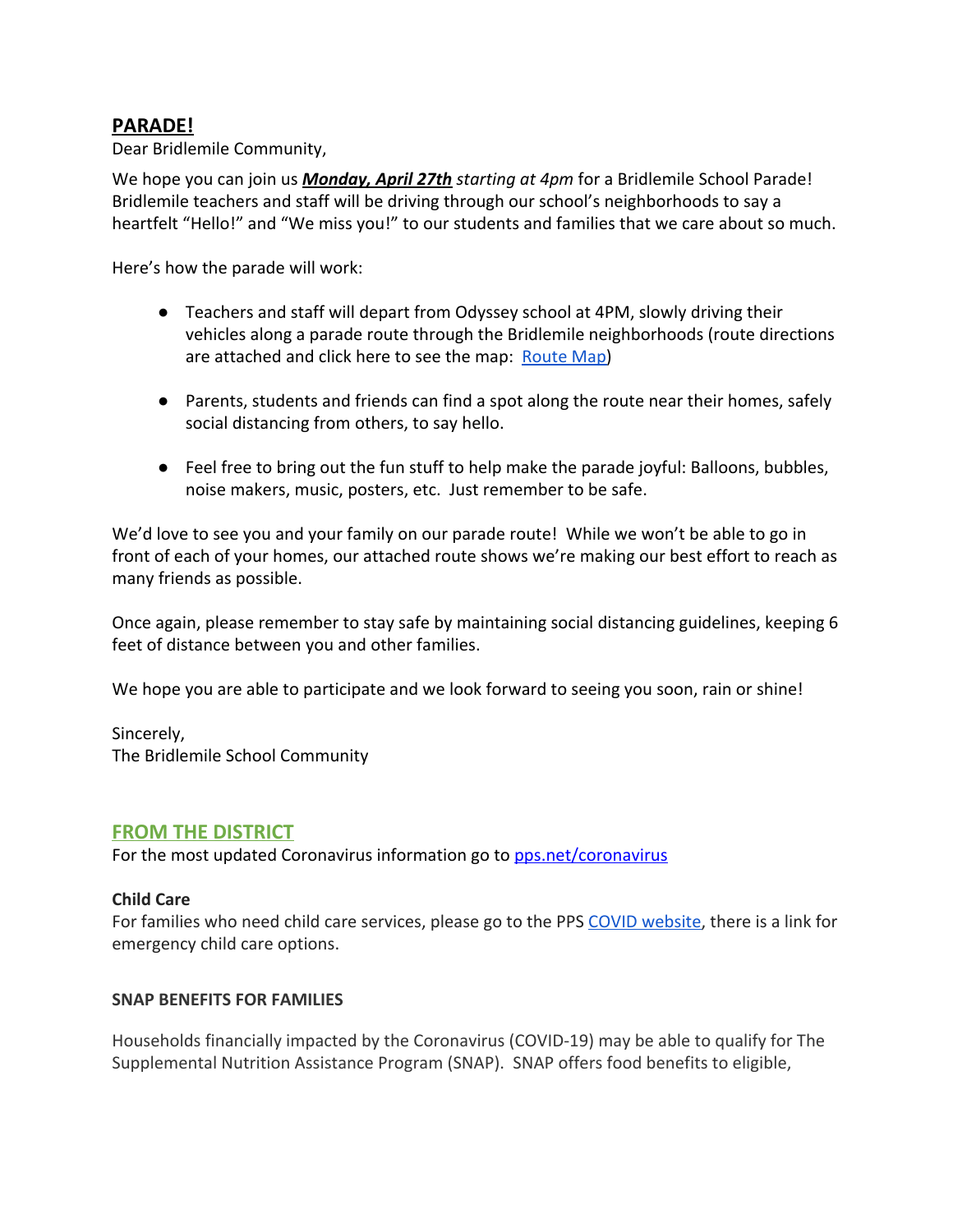## PARADE!

Dear Bridlemile Community,

We hope you can join us ***Monday, April 27th*** *starting at 4pm* for a Bridlemile School Parade! Bridlemile teachers and staff will be driving through our school's neighborhoods to say a heartfelt "Hello!" and "We miss you!" to our students and families that we care about so much.

Here's how the parade will work:

- Teachers and staff will depart from Odyssey school at 4PM, slowly driving their vehicles along a parade route through the Bridlemile neighborhoods (route directions are attached and click here to see the map: [Route Map](Route Map))

- Parents, students and friends can find a spot along the route near their homes, safely social distancing from others, to say hello.

- Feel free to bring out the fun stuff to help make the parade joyful: Balloons, bubbles, noise makers, music, posters, etc. Just remember to be safe.

We'd love to see you and your family on our parade route! While we won't be able to go in front of each of your homes, our attached route shows we're making our best effort to reach as many friends as possible.

Once again, please remember to stay safe by maintaining social distancing guidelines, keeping 6 feet of distance between you and other families.

We hope you are able to participate and we look forward to seeing you soon, rain or shine!

Sincerely,
The Bridlemile School Community

## FROM THE DISTRICT

For the most updated Coronavirus information go to [pps.net/coronavirus](pps.net/coronavirus)

**Child Care**
For families who need child care services, please go to the PPS [COVID website](COVID website), there is a link for emergency child care options.

**SNAP BENEFITS FOR FAMILIES**

Households financially impacted by the Coronavirus (COVID-19) may be able to qualify for The Supplemental Nutrition Assistance Program (SNAP). SNAP offers food benefits to eligible,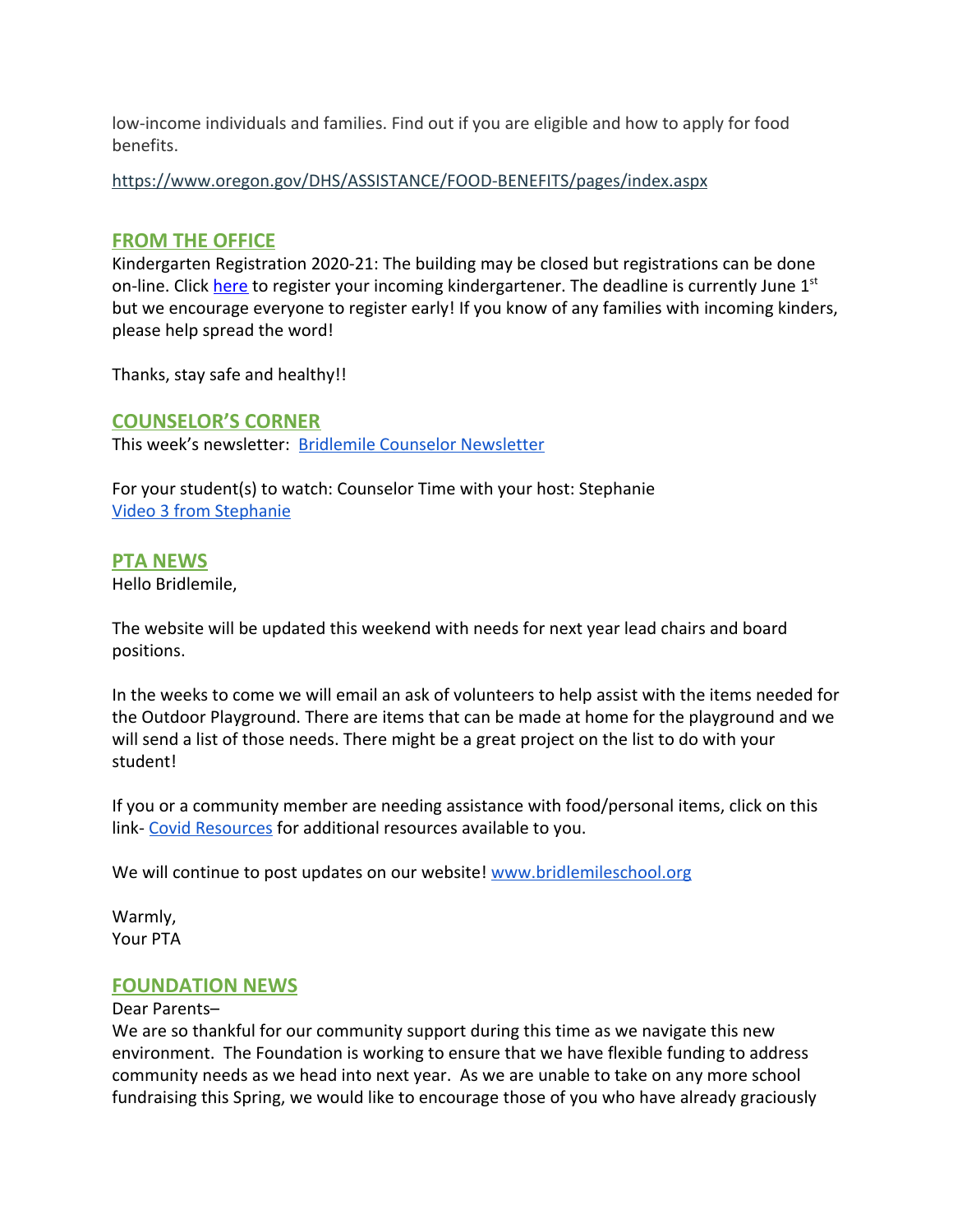low-income individuals and families. Find out if you are eligible and how to apply for food benefits.

https://www.oregon.gov/DHS/ASSISTANCE/FOOD-BENEFITS/pages/index.aspx

## FROM THE OFFICE

Kindergarten Registration 2020-21: The building may be closed but registrations can be done on-line. Click here to register your incoming kindergartener. The deadline is currently June 1st but we encourage everyone to register early! If you know of any families with incoming kinders, please help spread the word!

Thanks, stay safe and healthy!!

## COUNSELOR'S CORNER

This week's newsletter: Bridlemile Counselor Newsletter

For your student(s) to watch: Counselor Time with your host: Stephanie
Video 3 from Stephanie

## PTA NEWS

Hello Bridlemile,

The website will be updated this weekend with needs for next year lead chairs and board positions.

In the weeks to come we will email an ask of volunteers to help assist with the items needed for the Outdoor Playground. There are items that can be made at home for the playground and we will send a list of those needs. There might be a great project on the list to do with your student!

If you or a community member are needing assistance with food/personal items, click on this link- Covid Resources for additional resources available to you.

We will continue to post updates on our website! www.bridlemileschool.org

Warmly,
Your PTA

## FOUNDATION NEWS

Dear Parents–
We are so thankful for our community support during this time as we navigate this new environment. The Foundation is working to ensure that we have flexible funding to address community needs as we head into next year. As we are unable to take on any more school fundraising this Spring, we would like to encourage those of you who have already graciously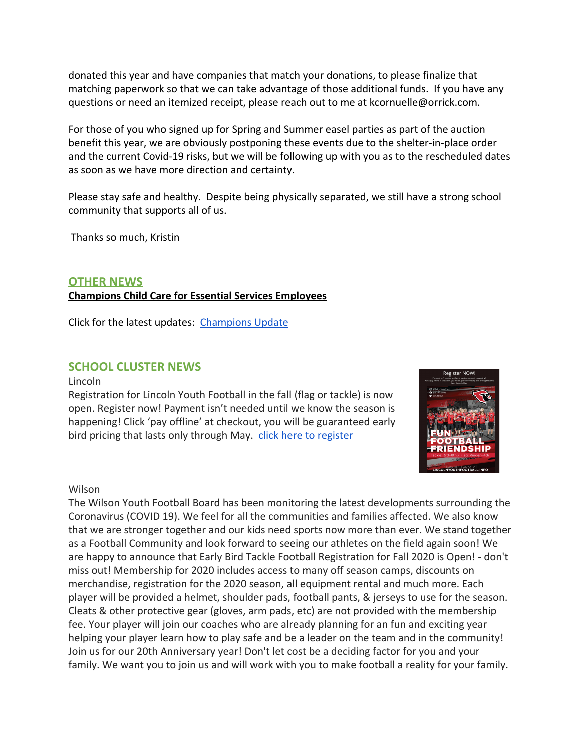donated this year and have companies that match your donations, to please finalize that matching paperwork so that we can take advantage of those additional funds. If you have any questions or need an itemized receipt, please reach out to me at kcornuelle@orrick.com.

For those of you who signed up for Spring and Summer easel parties as part of the auction benefit this year, we are obviously postponing these events due to the shelter-in-place order and the current Covid-19 risks, but we will be following up with you as to the rescheduled dates as soon as we have more direction and certainty.

Please stay safe and healthy. Despite being physically separated, we still have a strong school community that supports all of us.

Thanks so much, Kristin

## OTHER NEWS

**Champions Child Care for Essential Services Employees**

Click for the latest updates: Champions Update

## SCHOOL CLUSTER NEWS

Lincoln

Registration for Lincoln Youth Football in the fall (flag or tackle) is now open. Register now! Payment isn't needed until we know the season is happening! Click 'pay offline' at checkout, you will be guaranteed early bird pricing that lasts only through May. click here to register

Wilson

The Wilson Youth Football Board has been monitoring the latest developments surrounding the Coronavirus (COVID 19). We feel for all the communities and families affected. We also know that we are stronger together and our kids need sports now more than ever. We stand together as a Football Community and look forward to seeing our athletes on the field again soon! We are happy to announce that Early Bird Tackle Football Registration for Fall 2020 is Open! - don't miss out! Membership for 2020 includes access to many off season camps, discounts on merchandise, registration for the 2020 season, all equipment rental and much more. Each player will be provided a helmet, shoulder pads, football pants, & jerseys to use for the season. Cleats & other protective gear (gloves, arm pads, etc) are not provided with the membership fee. Your player will join our coaches who are already planning for an fun and exciting year helping your player learn how to play safe and be a leader on the team and in the community! Join us for our 20th Anniversary year! Don't let cost be a deciding factor for you and your family. We want you to join us and will work with you to make football a reality for your family.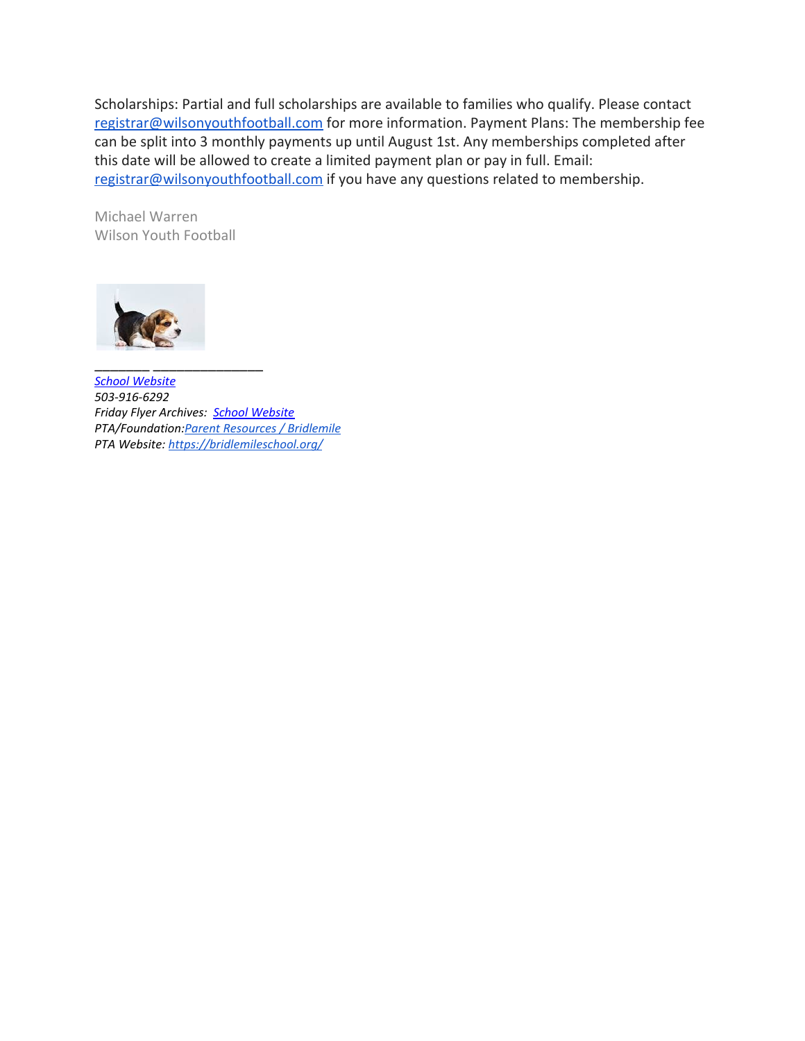Scholarships: Partial and full scholarships are available to families who qualify. Please contact registrar@wilsonyouthfootball.com for more information. Payment Plans: The membership fee can be split into 3 monthly payments up until August 1st. Any memberships completed after this date will be allowed to create a limited payment plan or pay in full. Email: registrar@wilsonyouthfootball.com if you have any questions related to membership.

Michael Warren
Wilson Youth Football

________ ________________

*School Website*
*503-916-6292*
*Friday Flyer Archives: School Website*
*PTA/Foundation: Parent Resources / Bridlemile*
*PTA Website: https://bridlemileschool.org/*